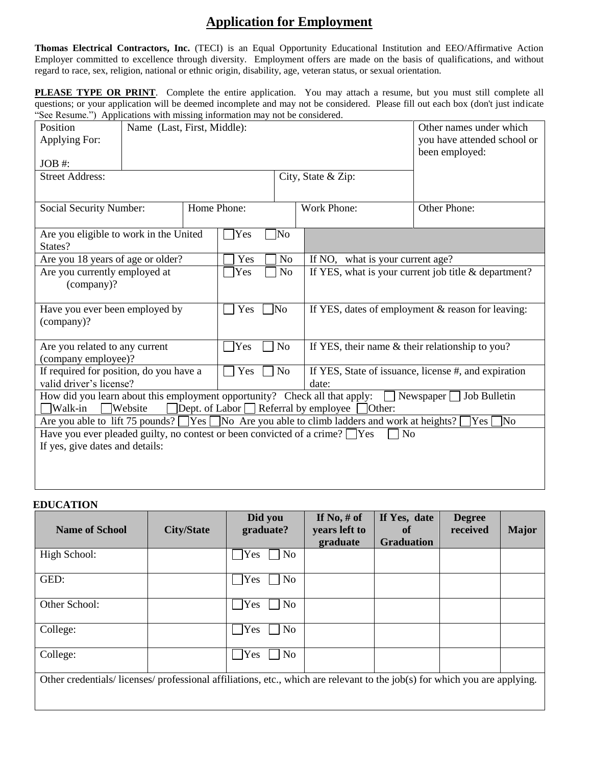# Application for Employment

**Thomas Electrical Contractors, Inc.** (TECI) is an Equal Opportunity Educational Institution and EEO/Affirmative Action Employer committed to excellence through diversity. Employment offers are made on the basis of qualifications, and without regard to race, sex, religion, national or ethnic origin, disability, age, veteran status, or sexual orientation.

**PLEASE TYPE OR PRINT**. Complete the entire application. You may attach a resume, but you must still complete all questions; or your application will be deemed incomplete and may not be considered. Please fill out each box (don't just indicate "See Resume.") Applications with missing information may not be considered.

| Position Applying For: JOB #: | Name (Last, First, Middle): | | Other names under which you have attended school or been employed: |
|---|---|---|---|
| Street Address: | | City, State & Zip: | |
| Social Security Number: | Home Phone: | Work Phone: | Other Phone: |

| Question | Answer | Details |
|---|---|---|
| Are you eligible to work in the United States? | ☐ Yes ☐ No | |
| Are you 18 years of age or older? | ☐ Yes ☐ No | If NO, what is your current age? |
| Are you currently employed at (company)? | ☐ Yes ☐ No | If YES, what is your current job title & department? |
| Have you ever been employed by (company)? | ☐ Yes ☐ No | If YES, dates of employment & reason for leaving: |
| Are you related to any current (company employee)? | ☐ Yes ☐ No | If YES, their name & their relationship to you? |
| If required for position, do you have a valid driver's license? | ☐ Yes ☐ No | If YES, State of issuance, license #, and expiration date: |

How did you learn about this employment opportunity? Check all that apply: ☐ Newspaper ☐ Job Bulletin ☐ Walk-in ☐ Website ☐ Dept. of Labor ☐ Referral by employee ☐ Other:

Are you able to lift 75 pounds? ☐ Yes ☐ No Are you able to climb ladders and work at heights? ☐ Yes ☐ No

Have you ever pleaded guilty, no contest or been convicted of a crime? ☐ Yes ☐ No
If yes, give dates and details:

## EDUCATION

| Name of School | City/State | Did you graduate? | If No, # of years left to graduate | If Yes, date of Graduation | Degree received | Major |
|---|---|---|---|---|---|---|
| High School: | | ☐ Yes ☐ No | | | | |
| GED: | | ☐ Yes ☐ No | | | | |
| Other School: | | ☐ Yes ☐ No | | | | |
| College: | | ☐ Yes ☐ No | | | | |
| College: | | ☐ Yes ☐ No | | | | |

Other credentials/ licenses/ professional affiliations, etc., which are relevant to the job(s) for which you are applying.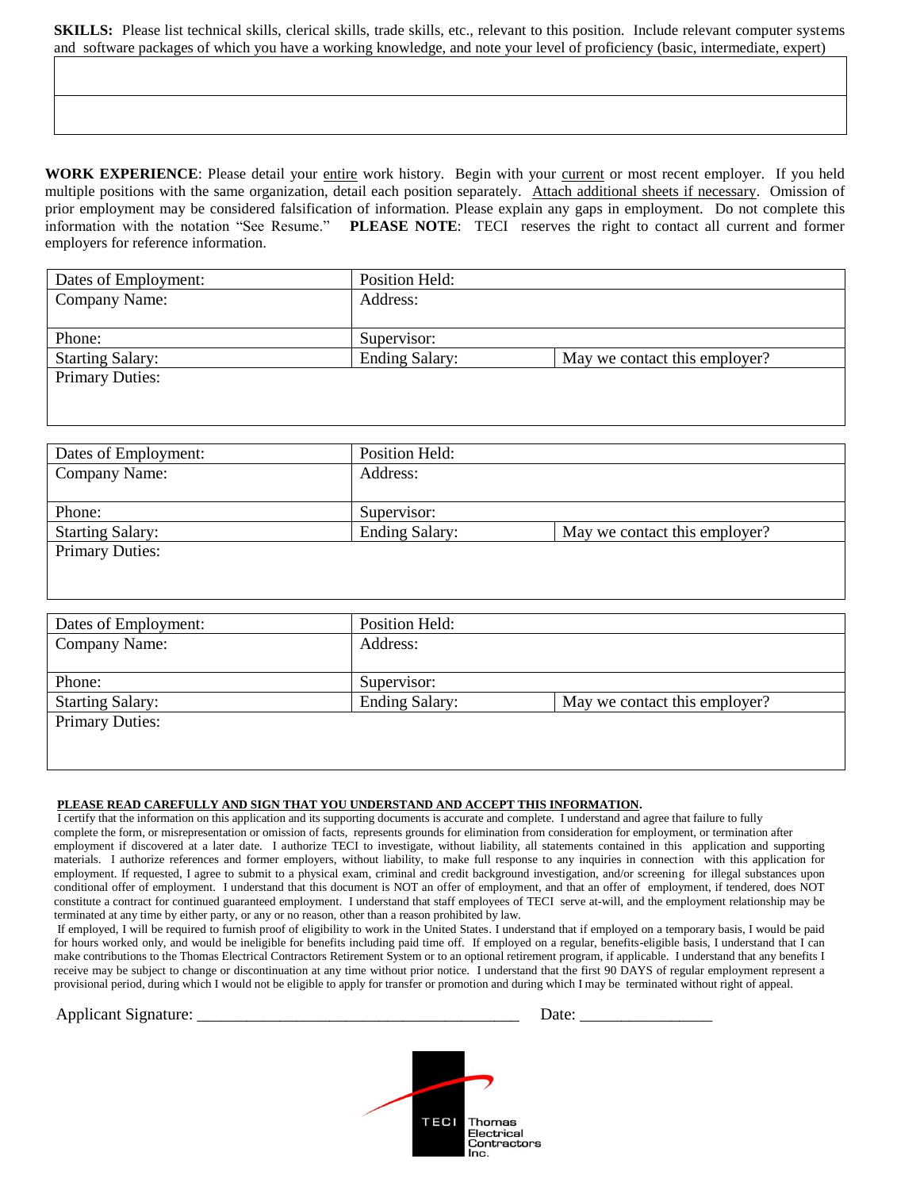**SKILLS:** Please list technical skills, clerical skills, trade skills, etc., relevant to this position. Include relevant computer systems and software packages of which you have a working knowledge, and note your level of proficiency (basic, intermediate, expert)

| |
|---|
| |
| |

**WORK EXPERIENCE**: Please detail your entire work history. Begin with your current or most recent employer. If you held multiple positions with the same organization, detail each position separately. Attach additional sheets if necessary. Omission of prior employment may be considered falsification of information. Please explain any gaps in employment. Do not complete this information with the notation "See Resume." **PLEASE NOTE**: TECI reserves the right to contact all current and former employers for reference information.

| | | |
|---|---|---|
| Dates of Employment: | Position Held: | |
| Company Name: | Address: | |
| Phone: | Supervisor: | |
| Starting Salary: | Ending Salary: | May we contact this employer? |
| Primary Duties: | | |

| | | |
|---|---|---|
| Dates of Employment: | Position Held: | |
| Company Name: | Address: | |
| Phone: | Supervisor: | |
| Starting Salary: | Ending Salary: | May we contact this employer? |
| Primary Duties: | | |

| | | |
|---|---|---|
| Dates of Employment: | Position Held: | |
| Company Name: | Address: | |
| Phone: | Supervisor: | |
| Starting Salary: | Ending Salary: | May we contact this employer? |
| Primary Duties: | | |

**PLEASE READ CAREFULLY AND SIGN THAT YOU UNDERSTAND AND ACCEPT THIS INFORMATION.**

I certify that the information on this application and its supporting documents is accurate and complete. I understand and agree that failure to fully complete the form, or misrepresentation or omission of facts, represents grounds for elimination from consideration for employment, or termination after employment if discovered at a later date. I authorize TECI to investigate, without liability, all statements contained in this application and supporting materials. I authorize references and former employers, without liability, to make full response to any inquiries in connection with this application for employment. If requested, I agree to submit to a physical exam, criminal and credit background investigation, and/or screening for illegal substances upon conditional offer of employment. I understand that this document is NOT an offer of employment, and that an offer of employment, if tendered, does NOT constitute a contract for continued guaranteed employment. I understand that staff employees of TECI serve at-will, and the employment relationship may be terminated at any time by either party, or any or no reason, other than a reason prohibited by law.

If employed, I will be required to furnish proof of eligibility to work in the United States. I understand that if employed on a temporary basis, I would be paid for hours worked only, and would be ineligible for benefits including paid time off. If employed on a regular, benefits-eligible basis, I understand that I can make contributions to the Thomas Electrical Contractors Retirement System or to an optional retirement program, if applicable. I understand that any benefits I receive may be subject to change or discontinuation at any time without prior notice. I understand that the first 90 DAYS of regular employment represent a provisional period, during which I would not be eligible to apply for transfer or promotion and during which I may be terminated without right of appeal.

Applicant Signature: ________________________________________ Date: ________________

TECI Thomas Electrical Contractors Inc.